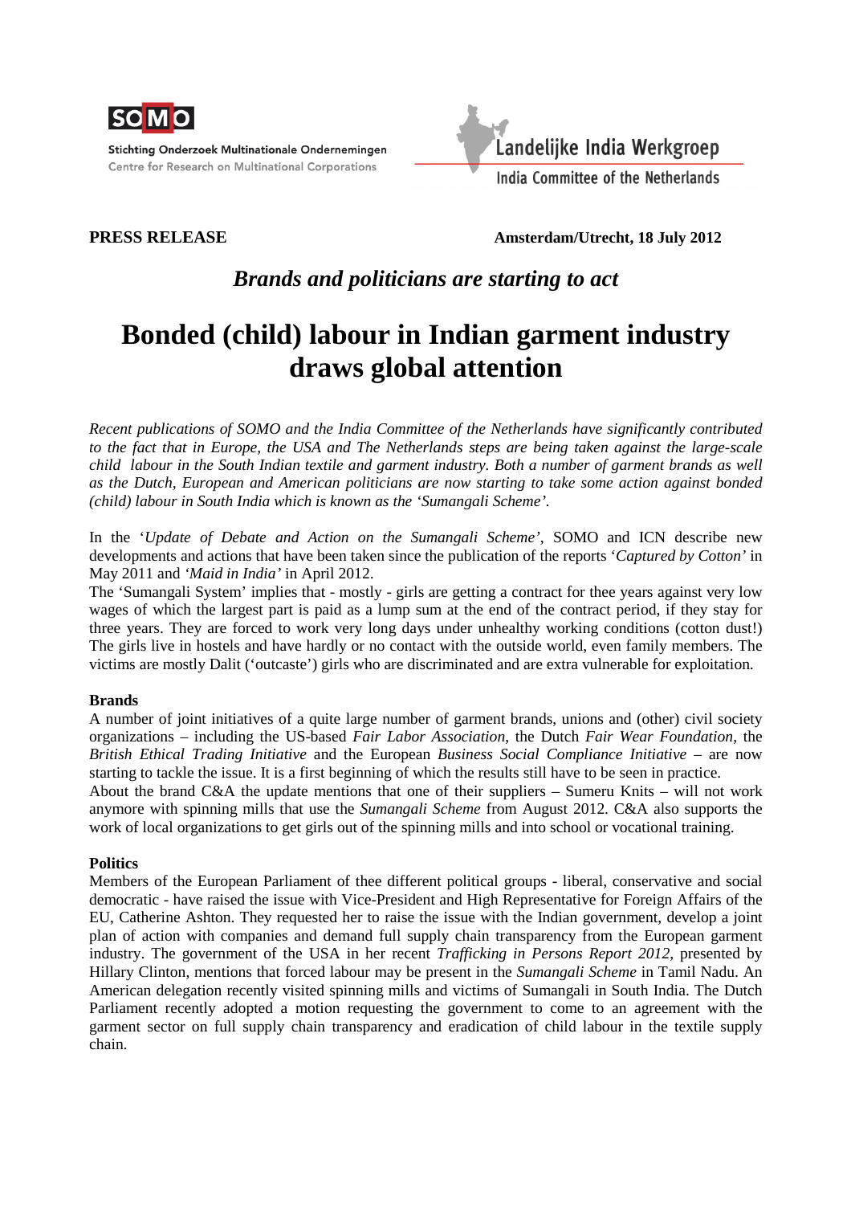Stichting Onderzoek Multinationale Ondernemingen
Centre for Research on Multinational Corporations

Landelijke India Werkgroep
India Committee of the Netherlands

**PRESS RELEASE** **Amsterdam/Utrecht, 18 July 2012**

## *Brands and politicians are starting to act*

# Bonded (child) labour in Indian garment industry draws global attention

*Recent publications of SOMO and the India Committee of the Netherlands have significantly contributed to the fact that in Europe, the USA and The Netherlands steps are being taken against the large-scale child labour in the South Indian textile and garment industry. Both a number of garment brands as well as the Dutch, European and American politicians are now starting to take some action against bonded (child) labour in South India which is known as the 'Sumangali Scheme'.*

In the '*Update of Debate and Action on the Sumangali Scheme'*, SOMO and ICN describe new developments and actions that have been taken since the publication of the reports '*Captured by Cotton'* in May 2011 and *'Maid in India'* in April 2012.
The 'Sumangali System' implies that - mostly - girls are getting a contract for thee years against very low wages of which the largest part is paid as a lump sum at the end of the contract period, if they stay for three years. They are forced to work very long days under unhealthy working conditions (cotton dust!) The girls live in hostels and have hardly or no contact with the outside world, even family members. The victims are mostly Dalit ('outcaste') girls who are discriminated and are extra vulnerable for exploitation.

### Brands

A number of joint initiatives of a quite large number of garment brands, unions and (other) civil society organizations – including the US-based *Fair Labor Association*, the Dutch *Fair Wear Foundation*, the *British Ethical Trading Initiative* and the European *Business Social Compliance Initiative* – are now starting to tackle the issue. It is a first beginning of which the results still have to be seen in practice.
About the brand C&A the update mentions that one of their suppliers – Sumeru Knits – will not work anymore with spinning mills that use the *Sumangali Scheme* from August 2012. C&A also supports the work of local organizations to get girls out of the spinning mills and into school or vocational training.

### Politics

Members of the European Parliament of thee different political groups - liberal, conservative and social democratic - have raised the issue with Vice-President and High Representative for Foreign Affairs of the EU, Catherine Ashton. They requested her to raise the issue with the Indian government, develop a joint plan of action with companies and demand full supply chain transparency from the European garment industry. The government of the USA in her recent *Trafficking in Persons Report 2012*, presented by Hillary Clinton, mentions that forced labour may be present in the *Sumangali Scheme* in Tamil Nadu. An American delegation recently visited spinning mills and victims of Sumangali in South India. The Dutch Parliament recently adopted a motion requesting the government to come to an agreement with the garment sector on full supply chain transparency and eradication of child labour in the textile supply chain.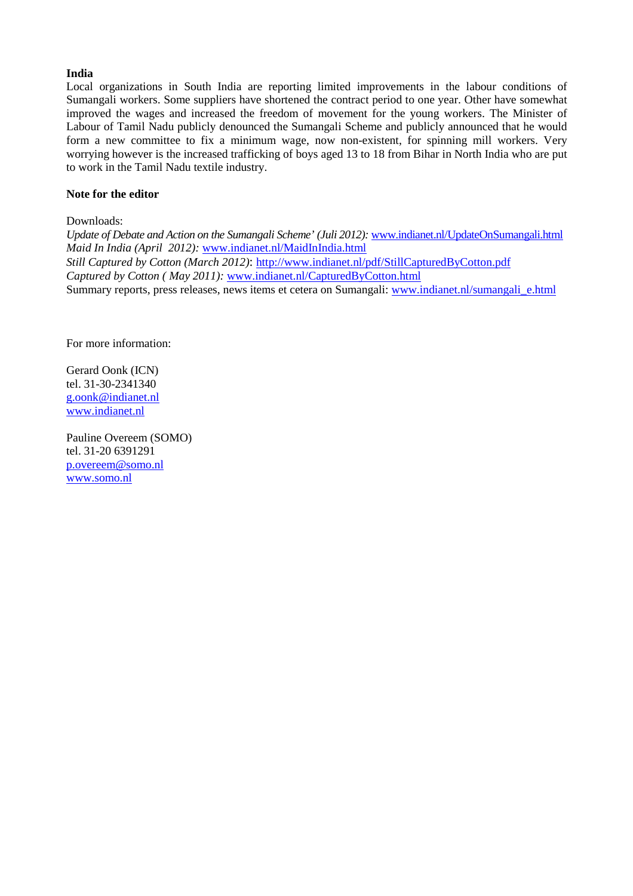**India**

Local organizations in South India are reporting limited improvements in the labour conditions of Sumangali workers. Some suppliers have shortened the contract period to one year. Other have somewhat improved the wages and increased the freedom of movement for the young workers. The Minister of Labour of Tamil Nadu publicly denounced the Sumangali Scheme and publicly announced that he would form a new committee to fix a minimum wage, now non-existent, for spinning mill workers. Very worrying however is the increased trafficking of boys aged 13 to 18 from Bihar in North India who are put to work in the Tamil Nadu textile industry.

**Note for the editor**

Downloads:

*Update of Debate and Action on the Sumangali Scheme' (Juli 2012):* www.indianet.nl/UpdateOnSumangali.html
*Maid In India (April 2012):* www.indianet.nl/MaidInIndia.html
*Still Captured by Cotton (March 2012)*: http://www.indianet.nl/pdf/StillCapturedByCotton.pdf
*Captured by Cotton ( May 2011):* www.indianet.nl/CapturedByCotton.html
Summary reports, press releases, news items et cetera on Sumangali: www.indianet.nl/sumangali_e.html

For more information:

Gerard Oonk (ICN)
tel. 31-30-2341340
g.oonk@indianet.nl
www.indianet.nl

Pauline Overeem (SOMO)
tel. 31-20 6391291
p.overeem@somo.nl
www.somo.nl